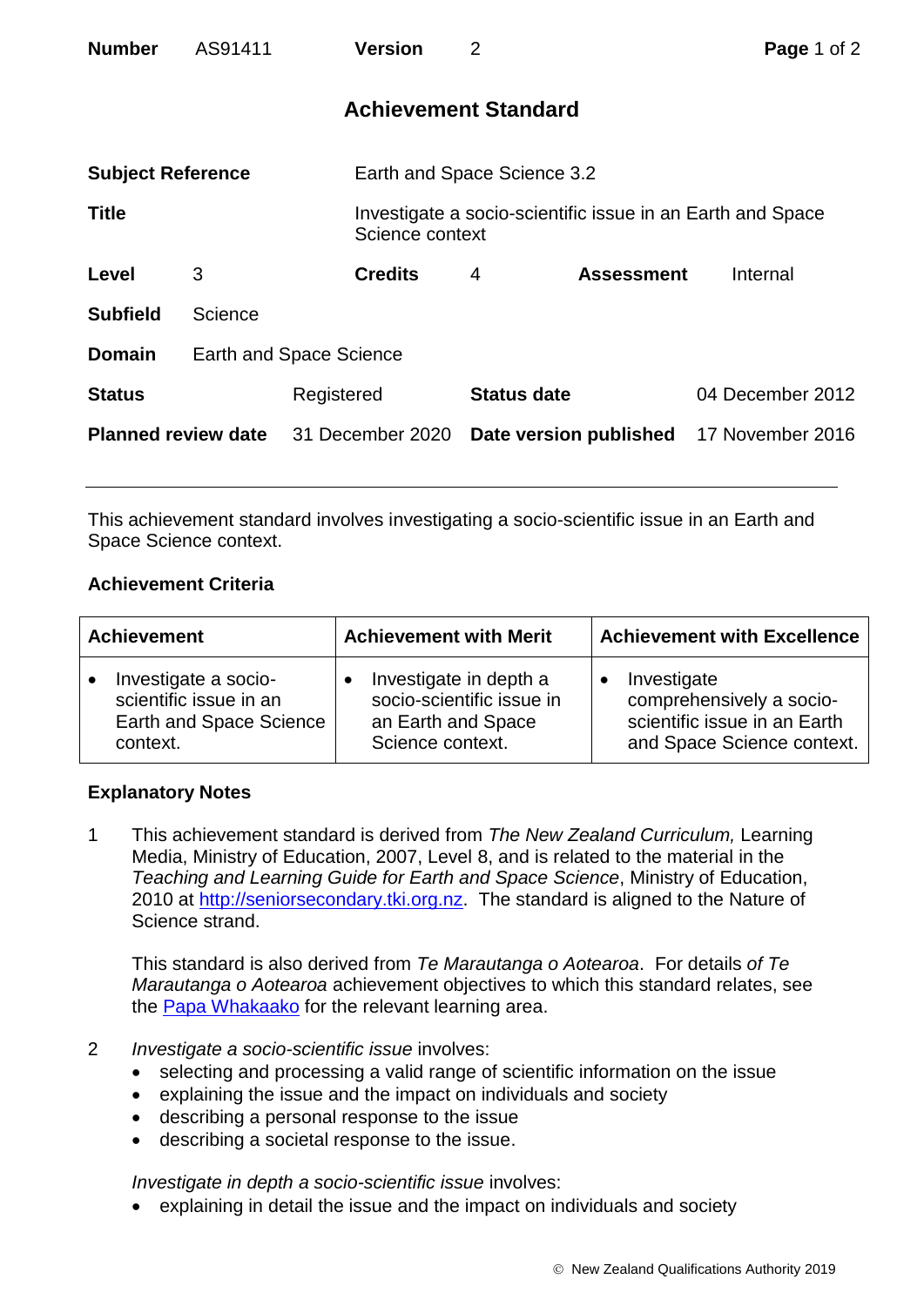| **Number** | AS91411 | **Version** | 2 |
|---|---|---|---|

## Achievement Standard

| | | | |
|---|---|---|---|
| **Subject Reference** | Earth and Space Science 3.2 | | |
| **Title** | Investigate a socio-scientific issue in an Earth and Space Science context | | |
| **Level** | 3 | **Credits** | 4 |
| **Assessment** | Internal | | |
| **Subfield** | Science | | |
| **Domain** | Earth and Space Science | | |
| **Status** | Registered | **Status date** | 04 December 2012 |
| **Planned review date** | 31 December 2020 | **Date version published** | 17 November 2016 |

This achievement standard involves investigating a socio-scientific issue in an Earth and Space Science context.

### Achievement Criteria

| Achievement | Achievement with Merit | Achievement with Excellence |
|---|---|---|
| • Investigate a socio-scientific issue in an Earth and Space Science context. | • Investigate in depth a socio-scientific issue in an Earth and Space Science context. | • Investigate comprehensively a socio-scientific issue in an Earth and Space Science context. |

### Explanatory Notes

1. This achievement standard is derived from *The New Zealand Curriculum,* Learning Media, Ministry of Education, 2007, Level 8, and is related to the material in the *Teaching and Learning Guide for Earth and Space Science*, Ministry of Education, 2010 at http://seniorsecondary.tki.org.nz. The standard is aligned to the Nature of Science strand.

   This standard is also derived from *Te Marautanga o Aotearoa*. For details *of Te Marautanga o Aotearoa* achievement objectives to which this standard relates, see the Papa Whakaako for the relevant learning area.

2. *Investigate a socio-scientific issue* involves:
   - selecting and processing a valid range of scientific information on the issue
   - explaining the issue and the impact on individuals and society
   - describing a personal response to the issue
   - describing a societal response to the issue.

   *Investigate in depth a socio-scientific issue* involves:
   - explaining in detail the issue and the impact on individuals and society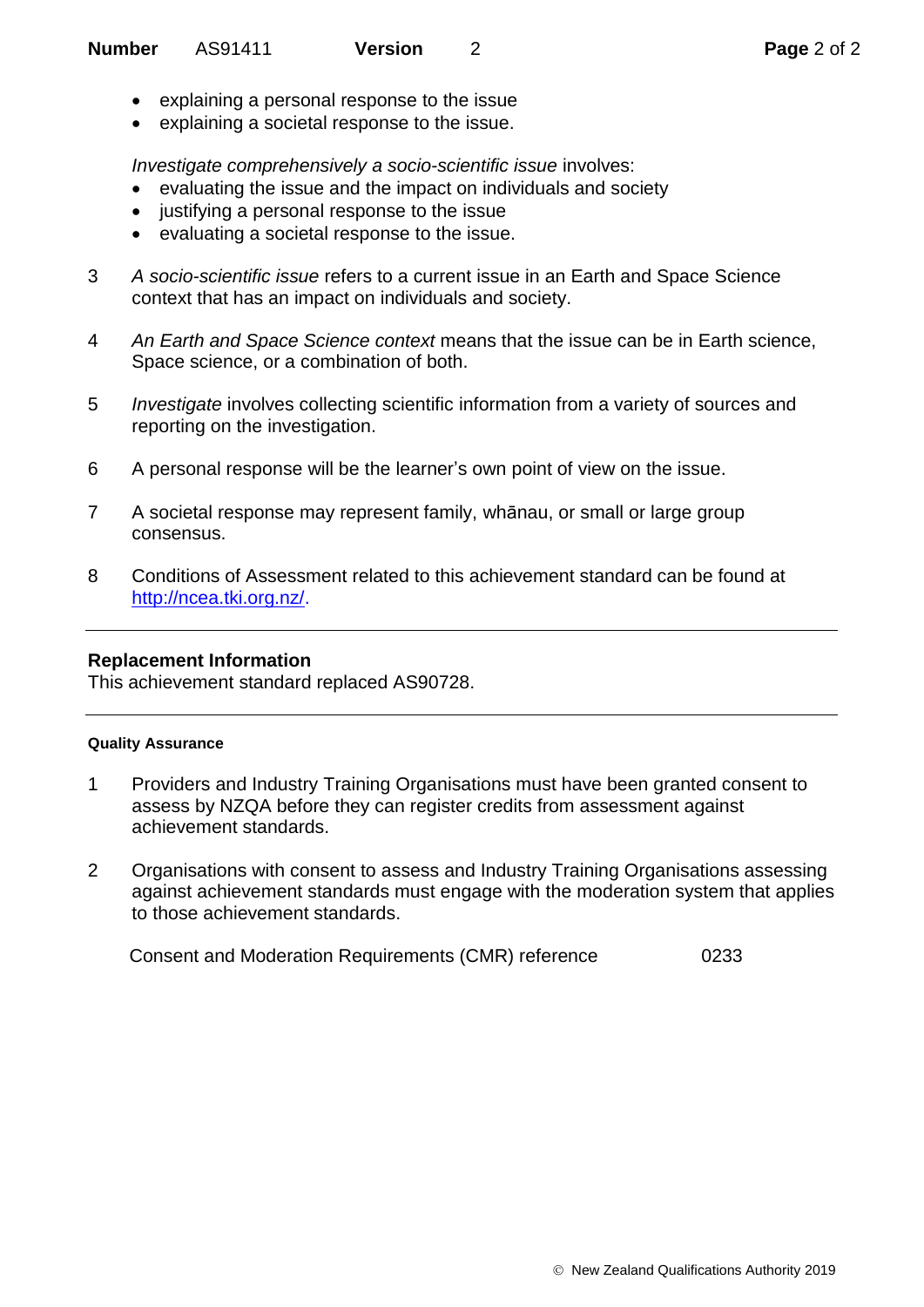- explaining a personal response to the issue
- explaining a societal response to the issue.

*Investigate comprehensively a socio-scientific issue* involves:

- evaluating the issue and the impact on individuals and society
- justifying a personal response to the issue
- evaluating a societal response to the issue.

3 *A socio-scientific issue* refers to a current issue in an Earth and Space Science context that has an impact on individuals and society.

4 *An Earth and Space Science context* means that the issue can be in Earth science, Space science, or a combination of both.

5 *Investigate* involves collecting scientific information from a variety of sources and reporting on the investigation.

6 A personal response will be the learner's own point of view on the issue.

7 A societal response may represent family, whānau, or small or large group consensus.

8 Conditions of Assessment related to this achievement standard can be found at http://ncea.tki.org.nz/.

---

**Replacement Information**

This achievement standard replaced AS90728.

---

**Quality Assurance**

1 Providers and Industry Training Organisations must have been granted consent to assess by NZQA before they can register credits from assessment against achievement standards.

2 Organisations with consent to assess and Industry Training Organisations assessing against achievement standards must engage with the moderation system that applies to those achievement standards.

Consent and Moderation Requirements (CMR) reference 0233

© New Zealand Qualifications Authority 2019